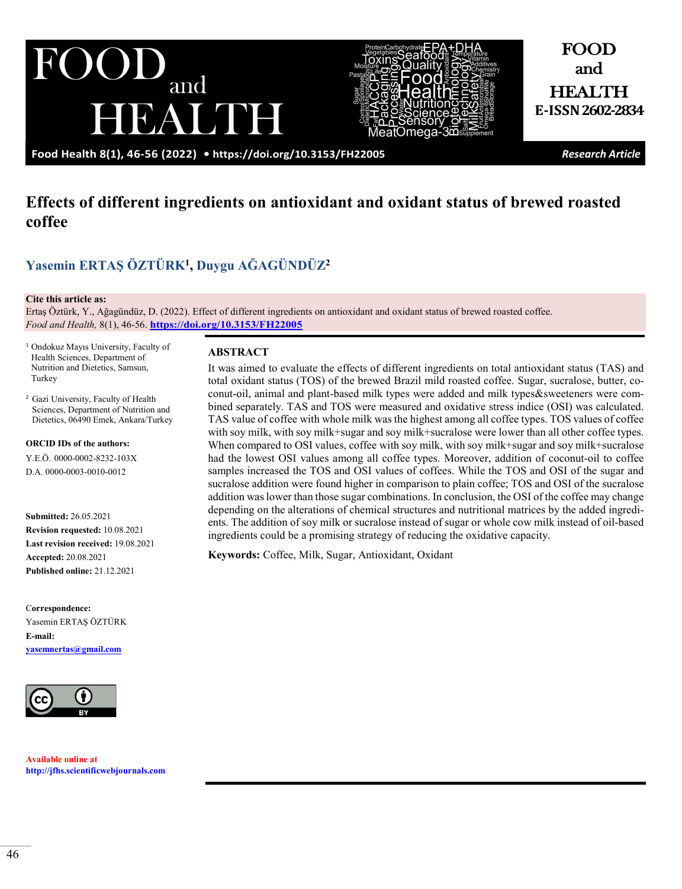Research Article

# Effects of different ingredients on antioxidant and oxidant status of brewed roasted coffee

**Yasemin ERTAŞ ÖZTÜRK[1], Duygu AĞAGÜNDÜZ[2]**

**Cite this article as:**
Ertaş Öztürk, Y., Ağagündüz, D. (2022). Effect of different ingredients on antioxidant and oxidant status of brewed roasted coffee. *Food and Health,* 8(1), 46-56. https://doi.org/10.3153/FH22005

[1] Ondokuz Mayıs University, Faculty of Health Sciences, Department of Nutrition and Dietetics, Samsun, Turkey

[2] Gazi University, Faculty of Health Sciences, Department of Nutrition and Dietetics, 06490 Emek, Ankara/Turkey

**ORCID IDs of the authors:**
Y.E.Ö. 0000-0002-8232-103X
D.A. 0000-0003-0010-0012

**Submitted:** 26.05.2021
**Revision requested:** 10.08.2021
**Last revision received:** 19.08.2021
**Accepted:** 20.08.2021
**Published online:** 21.12.2021

**Correspondence:**
Yasemin ERTAŞ ÖZTÜRK
**E-mail:**
yasemnertas@gmail.com

**Available online at**
http://jfhs.scientificwebjournals.com

## ABSTRACT

It was aimed to evaluate the effects of different ingredients on total antioxidant status (TAS) and total oxidant status (TOS) of the brewed Brazil mild roasted coffee. Sugar, sucralose, butter, coconut-oil, animal and plant-based milk types were added and milk types&sweeteners were combined separately. TAS and TOS were measured and oxidative stress indice (OSI) was calculated. TAS value of coffee with whole milk was the highest among all coffee types. TOS values of coffee with soy milk, with soy milk+sugar and soy milk+sucralose were lower than all other coffee types. When compared to OSI values, coffee with soy milk, with soy milk+sugar and soy milk+sucralose had the lowest OSI values among all coffee types. Moreover, addition of coconut-oil to coffee samples increased the TOS and OSI values of coffees. While the TOS and OSI of the sugar and sucralose addition were found higher in comparison to plain coffee; TOS and OSI of the sucralose addition was lower than those sugar combinations. In conclusion, the OSI of the coffee may change depending on the alterations of chemical structures and nutritional matrices by the added ingredients. The addition of soy milk or sucralose instead of sugar or whole cow milk instead of oil-based ingredients could be a promising strategy of reducing the oxidative capacity.

**Keywords:** Coffee, Milk, Sugar, Antioxidant, Oxidant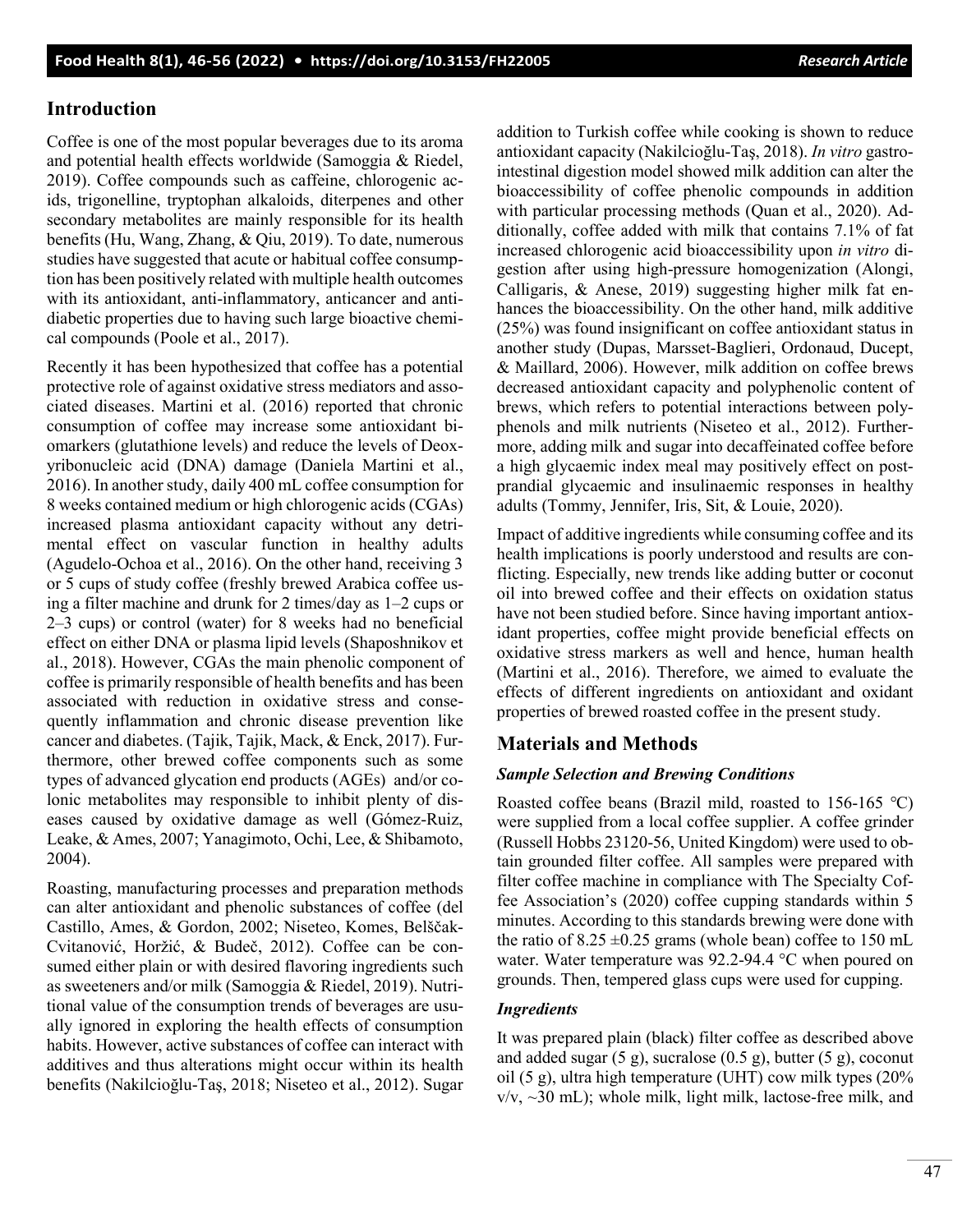## Introduction

Coffee is one of the most popular beverages due to its aroma and potential health effects worldwide (Samoggia & Riedel, 2019). Coffee compounds such as caffeine, chlorogenic acids, trigonelline, tryptophan alkaloids, diterpenes and other secondary metabolites are mainly responsible for its health benefits (Hu, Wang, Zhang, & Qiu, 2019). To date, numerous studies have suggested that acute or habitual coffee consumption has been positively related with multiple health outcomes with its antioxidant, anti-inflammatory, anticancer and antidiabetic properties due to having such large bioactive chemical compounds (Poole et al., 2017).

Recently it has been hypothesized that coffee has a potential protective role of against oxidative stress mediators and associated diseases. Martini et al. (2016) reported that chronic consumption of coffee may increase some antioxidant biomarkers (glutathione levels) and reduce the levels of Deoxyribonucleic acid (DNA) damage (Daniela Martini et al., 2016). In another study, daily 400 mL coffee consumption for 8 weeks contained medium or high chlorogenic acids (CGAs) increased plasma antioxidant capacity without any detrimental effect on vascular function in healthy adults (Agudelo-Ochoa et al., 2016). On the other hand, receiving 3 or 5 cups of study coffee (freshly brewed Arabica coffee using a filter machine and drunk for 2 times/day as 1–2 cups or 2–3 cups) or control (water) for 8 weeks had no beneficial effect on either DNA or plasma lipid levels (Shaposhnikov et al., 2018). However, CGAs the main phenolic component of coffee is primarily responsible of health benefits and has been associated with reduction in oxidative stress and consequently inflammation and chronic disease prevention like cancer and diabetes. (Tajik, Tajik, Mack, & Enck, 2017). Furthermore, other brewed coffee components such as some types of advanced glycation end products (AGEs) and/or colonic metabolites may responsible to inhibit plenty of diseases caused by oxidative damage as well (Gómez-Ruiz, Leake, & Ames, 2007; Yanagimoto, Ochi, Lee, & Shibamoto, 2004).

Roasting, manufacturing processes and preparation methods can alter antioxidant and phenolic substances of coffee (del Castillo, Ames, & Gordon, 2002; Niseteo, Komes, Belščak-Cvitanović, Horžić, & Budeč, 2012). Coffee can be consumed either plain or with desired flavoring ingredients such as sweeteners and/or milk (Samoggia & Riedel, 2019). Nutritional value of the consumption trends of beverages are usually ignored in exploring the health effects of consumption habits. However, active substances of coffee can interact with additives and thus alterations might occur within its health benefits (Nakilcioğlu-Taş, 2018; Niseteo et al., 2012). Sugar addition to Turkish coffee while cooking is shown to reduce antioxidant capacity (Nakilcioğlu-Taş, 2018). *In vitro* gastrointestinal digestion model showed milk addition can alter the bioaccessibility of coffee phenolic compounds in addition with particular processing methods (Quan et al., 2020). Additionally, coffee added with milk that contains 7.1% of fat increased chlorogenic acid bioaccessibility upon *in vitro* digestion after using high-pressure homogenization (Alongi, Calligaris, & Anese, 2019) suggesting higher milk fat enhances the bioaccessibility. On the other hand, milk additive (25%) was found insignificant on coffee antioxidant status in another study (Dupas, Marsset-Baglieri, Ordonaud, Ducept, & Maillard, 2006). However, milk addition on coffee brews decreased antioxidant capacity and polyphenolic content of brews, which refers to potential interactions between polyphenols and milk nutrients (Niseteo et al., 2012). Furthermore, adding milk and sugar into decaffeinated coffee before a high glycaemic index meal may positively effect on postprandial glycaemic and insulinaemic responses in healthy adults (Tommy, Jennifer, Iris, Sit, & Louie, 2020).

Impact of additive ingredients while consuming coffee and its health implications is poorly understood and results are conflicting. Especially, new trends like adding butter or coconut oil into brewed coffee and their effects on oxidation status have not been studied before. Since having important antioxidant properties, coffee might provide beneficial effects on oxidative stress markers as well and hence, human health (Martini et al., 2016). Therefore, we aimed to evaluate the effects of different ingredients on antioxidant and oxidant properties of brewed roasted coffee in the present study.

## Materials and Methods

### *Sample Selection and Brewing Conditions*

Roasted coffee beans (Brazil mild, roasted to 156-165 °C) were supplied from a local coffee supplier. A coffee grinder (Russell Hobbs 23120-56, United Kingdom) were used to obtain grounded filter coffee. All samples were prepared with filter coffee machine in compliance with The Specialty Coffee Association's (2020) coffee cupping standards within 5 minutes. According to this standards brewing were done with the ratio of 8.25 ±0.25 grams (whole bean) coffee to 150 mL water. Water temperature was 92.2-94.4 °C when poured on grounds. Then, tempered glass cups were used for cupping.

### *Ingredients*

It was prepared plain (black) filter coffee as described above and added sugar (5 g), sucralose (0.5 g), butter (5 g), coconut oil (5 g), ultra high temperature (UHT) cow milk types (20% v/v, ~30 mL); whole milk, light milk, lactose-free milk, and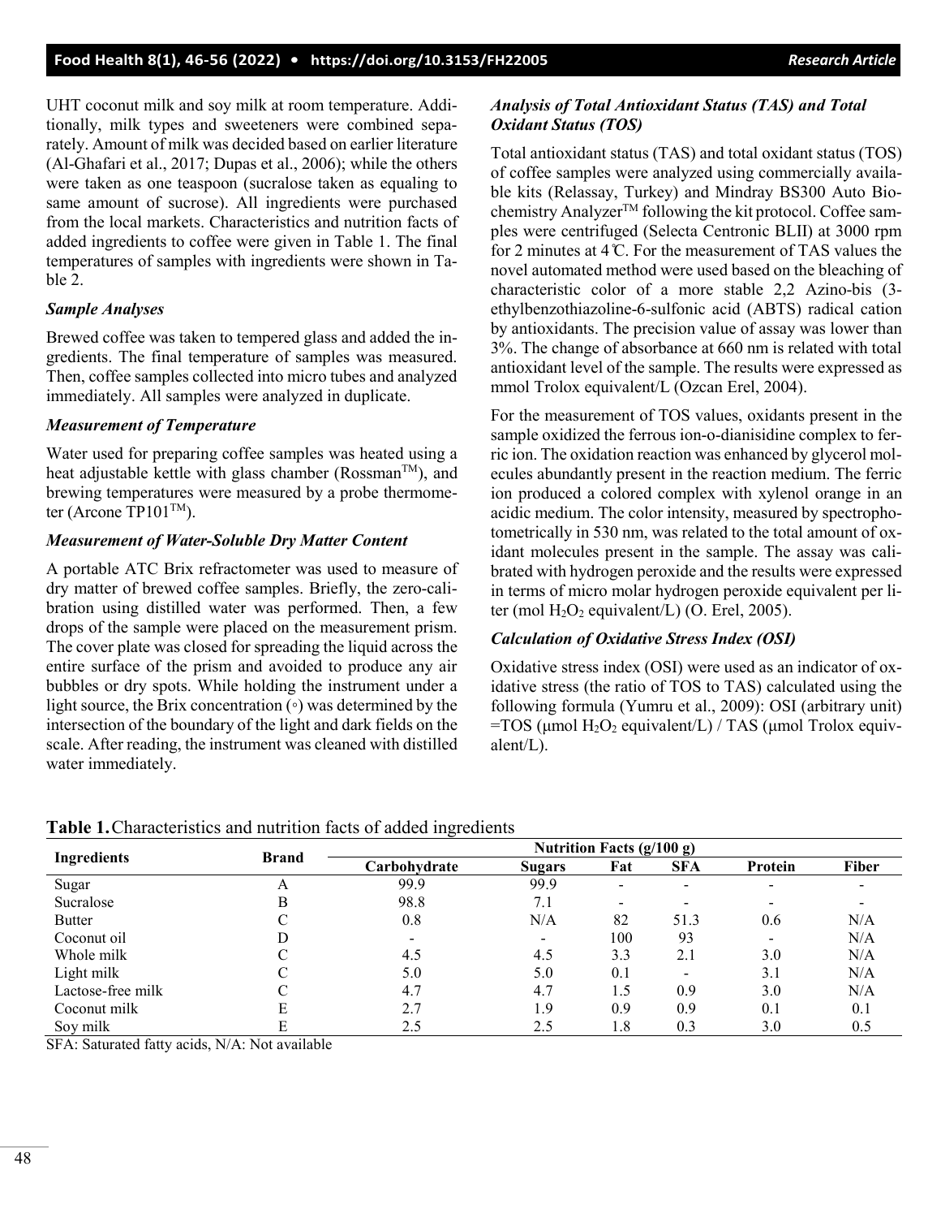UHT coconut milk and soy milk at room temperature. Additionally, milk types and sweeteners were combined separately. Amount of milk was decided based on earlier literature (Al-Ghafari et al., 2017; Dupas et al., 2006); while the others were taken as one teaspoon (sucralose taken as equaling to same amount of sucrose). All ingredients were purchased from the local markets. Characteristics and nutrition facts of added ingredients to coffee were given in Table 1. The final temperatures of samples with ingredients were shown in Table 2.

### *Sample Analyses*

Brewed coffee was taken to tempered glass and added the ingredients. The final temperature of samples was measured. Then, coffee samples collected into micro tubes and analyzed immediately. All samples were analyzed in duplicate.

### *Measurement of Temperature*

Water used for preparing coffee samples was heated using a heat adjustable kettle with glass chamber (Rossman™), and brewing temperatures were measured by a probe thermometer (Arcone TP101™).

### *Measurement of Water-Soluble Dry Matter Content*

A portable ATC Brix refractometer was used to measure of dry matter of brewed coffee samples. Briefly, the zero-calibration using distilled water was performed. Then, a few drops of the sample were placed on the measurement prism. The cover plate was closed for spreading the liquid across the entire surface of the prism and avoided to produce any air bubbles or dry spots. While holding the instrument under a light source, the Brix concentration (◦) was determined by the intersection of the boundary of the light and dark fields on the scale. After reading, the instrument was cleaned with distilled water immediately.

### *Analysis of Total Antioxidant Status (TAS) and Total Oxidant Status (TOS)*

Total antioxidant status (TAS) and total oxidant status (TOS) of coffee samples were analyzed using commercially available kits (Relassay, Turkey) and Mindray BS300 Auto Biochemistry Analyzer™ following the kit protocol. Coffee samples were centrifuged (Selecta Centronic BLII) at 3000 rpm for 2 minutes at 4℃. For the measurement of TAS values the novel automated method were used based on the bleaching of characteristic color of a more stable 2,2 Azino-bis (3-ethylbenzothiazoline-6-sulfonic acid (ABTS) radical cation by antioxidants. The precision value of assay was lower than 3%. The change of absorbance at 660 nm is related with total antioxidant level of the sample. The results were expressed as mmol Trolox equivalent/L (Ozcan Erel, 2004).

For the measurement of TOS values, oxidants present in the sample oxidized the ferrous ion-o-dianisidine complex to ferric ion. The oxidation reaction was enhanced by glycerol molecules abundantly present in the reaction medium. The ferric ion produced a colored complex with xylenol orange in an acidic medium. The color intensity, measured by spectrophotometrically in 530 nm, was related to the total amount of oxidant molecules present in the sample. The assay was calibrated with hydrogen peroxide and the results were expressed in terms of micro molar hydrogen peroxide equivalent per liter (mol $H_2O_2$ equivalent/L) (O. Erel, 2005).

### *Calculation of Oxidative Stress Index (OSI)*

Oxidative stress index (OSI) were used as an indicator of oxidative stress (the ratio of TOS to TAS) calculated using the following formula (Yumru et al., 2009): OSI (arbitrary unit) =TOS (μmol $H_2O_2$ equivalent/L) / TAS (μmol Trolox equivalent/L).

**Table 1.** Characteristics and nutrition facts of added ingredients

| Ingredients | Brand | Nutrition Facts (g/100 g) | | | | | |
|---|---|---|---|---|---|---|---|
| | | Carbohydrate | Sugars | Fat | SFA | Protein | Fiber |
| Sugar | A | 99.9 | 99.9 | - | - | - | - |
| Sucralose | B | 98.8 | 7.1 | - | - | - | - |
| Butter | C | 0.8 | N/A | 82 | 51.3 | 0.6 | N/A |
| Coconut oil | D | - | - | 100 | 93 | - | N/A |
| Whole milk | C | 4.5 | 4.5 | 3.3 | 2.1 | 3.0 | N/A |
| Light milk | C | 5.0 | 5.0 | 0.1 | - | 3.1 | N/A |
| Lactose-free milk | C | 4.7 | 4.7 | 1.5 | 0.9 | 3.0 | N/A |
| Coconut milk | E | 2.7 | 1.9 | 0.9 | 0.9 | 0.1 | 0.1 |
| Soy milk | E | 2.5 | 2.5 | 1.8 | 0.3 | 3.0 | 0.5 |

SFA: Saturated fatty acids, N/A: Not available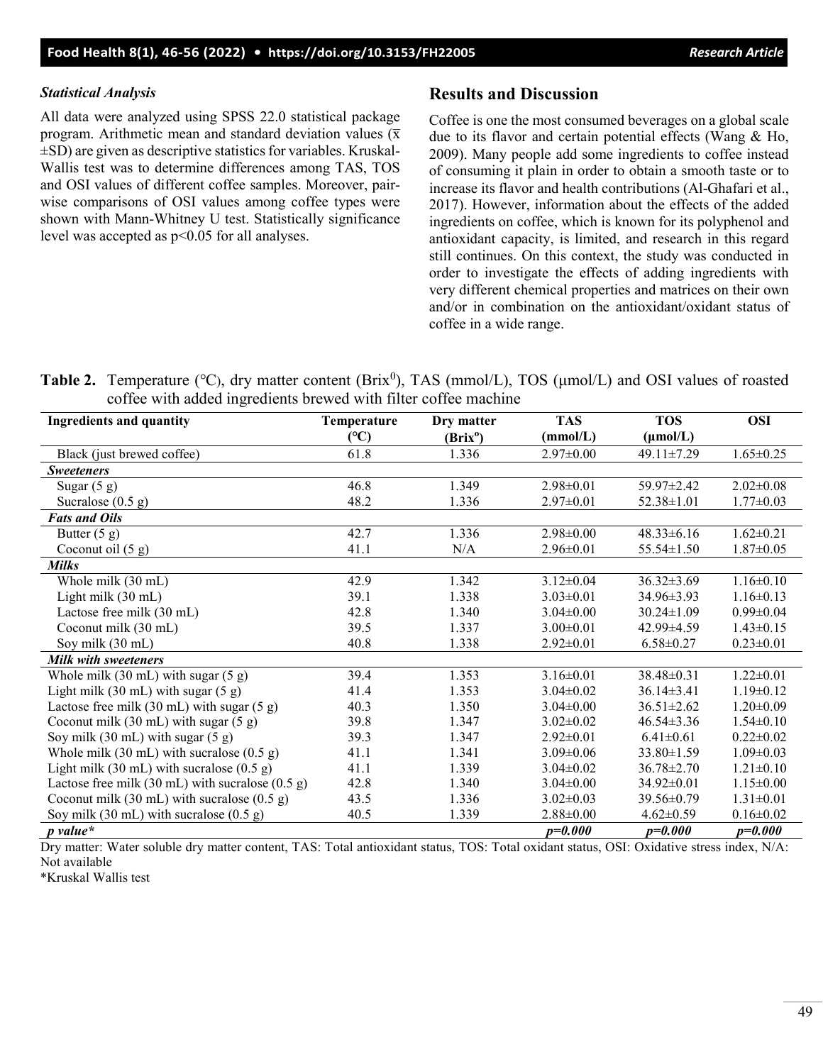### *Statistical Analysis*

All data were analyzed using SPSS 22.0 statistical package program. Arithmetic mean and standard deviation values ($\bar{x}$ ±SD) are given as descriptive statistics for variables. Kruskal-Wallis test was to determine differences among TAS, TOS and OSI values of different coffee samples. Moreover, pair-wise comparisons of OSI values among coffee types were shown with Mann-Whitney U test. Statistically significance level was accepted as $p<0.05$ for all analyses.

## Results and Discussion

Coffee is one the most consumed beverages on a global scale due to its flavor and certain potential effects (Wang & Ho, 2009). Many people add some ingredients to coffee instead of consuming it plain in order to obtain a smooth taste or to increase its flavor and health contributions (Al-Ghafari et al., 2017). However, information about the effects of the added ingredients on coffee, which is known for its polyphenol and antioxidant capacity, is limited, and research in this regard still continues. On this context, the study was conducted in order to investigate the effects of adding ingredients with very different chemical properties and matrices on their own and/or in combination on the antioxidant/oxidant status of coffee in a wide range.

**Table 2.** Temperature (℃), dry matter content (Brix$^0$), TAS (mmol/L), TOS (μmol/L) and OSI values of roasted coffee with added ingredients brewed with filter coffee machine

| Ingredients and quantity | Temperature (℃) | Dry matter (Brix$^o$) | TAS (mmol/L) | TOS (μmol/L) | OSI |
|---|---|---|---|---|---|
| Black (just brewed coffee) | 61.8 | 1.336 | 2.97±0.00 | 49.11±7.29 | 1.65±0.25 |
| ***Sweeteners*** | | | | | |
| Sugar (5 g) | 46.8 | 1.349 | 2.98±0.01 | 59.97±2.42 | 2.02±0.08 |
| Sucralose (0.5 g) | 48.2 | 1.336 | 2.97±0.01 | 52.38±1.01 | 1.77±0.03 |
| ***Fats and Oils*** | | | | | |
| Butter (5 g) | 42.7 | 1.336 | 2.98±0.00 | 48.33±6.16 | 1.62±0.21 |
| Coconut oil (5 g) | 41.1 | N/A | 2.96±0.01 | 55.54±1.50 | 1.87±0.05 |
| ***Milks*** | | | | | |
| Whole milk (30 mL) | 42.9 | 1.342 | 3.12±0.04 | 36.32±3.69 | 1.16±0.10 |
| Light milk (30 mL) | 39.1 | 1.338 | 3.03±0.01 | 34.96±3.93 | 1.16±0.13 |
| Lactose free milk (30 mL) | 42.8 | 1.340 | 3.04±0.00 | 30.24±1.09 | 0.99±0.04 |
| Coconut milk (30 mL) | 39.5 | 1.337 | 3.00±0.01 | 42.99±4.59 | 1.43±0.15 |
| Soy milk (30 mL) | 40.8 | 1.338 | 2.92±0.01 | 6.58±0.27 | 0.23±0.01 |
| ***Milk with sweeteners*** | | | | | |
| Whole milk (30 mL) with sugar (5 g) | 39.4 | 1.353 | 3.16±0.01 | 38.48±0.31 | 1.22±0.01 |
| Light milk (30 mL) with sugar (5 g) | 41.4 | 1.353 | 3.04±0.02 | 36.14±3.41 | 1.19±0.12 |
| Lactose free milk (30 mL) with sugar (5 g) | 40.3 | 1.350 | 3.04±0.00 | 36.51±2.62 | 1.20±0.09 |
| Coconut milk (30 mL) with sugar (5 g) | 39.8 | 1.347 | 3.02±0.02 | 46.54±3.36 | 1.54±0.10 |
| Soy milk (30 mL) with sugar (5 g) | 39.3 | 1.347 | 2.92±0.01 | 6.41±0.61 | 0.22±0.02 |
| Whole milk (30 mL) with sucralose (0.5 g) | 41.1 | 1.341 | 3.09±0.06 | 33.80±1.59 | 1.09±0.03 |
| Light milk (30 mL) with sucralose (0.5 g) | 41.1 | 1.339 | 3.04±0.02 | 36.78±2.70 | 1.21±0.10 |
| Lactose free milk (30 mL) with sucralose (0.5 g) | 42.8 | 1.340 | 3.04±0.00 | 34.92±0.01 | 1.15±0.00 |
| Coconut milk (30 mL) with sucralose (0.5 g) | 43.5 | 1.336 | 3.02±0.03 | 39.56±0.79 | 1.31±0.01 |
| Soy milk (30 mL) with sucralose (0.5 g) | 40.5 | 1.339 | 2.88±0.00 | 4.62±0.59 | 0.16±0.02 |
| ***p value**** | | | ***p=0.000*** | ***p=0.000*** | ***p=0.000*** |

Dry matter: Water soluble dry matter content, TAS: Total antioxidant status, TOS: Total oxidant status, OSI: Oxidative stress index, N/A: Not available

*Kruskal Wallis test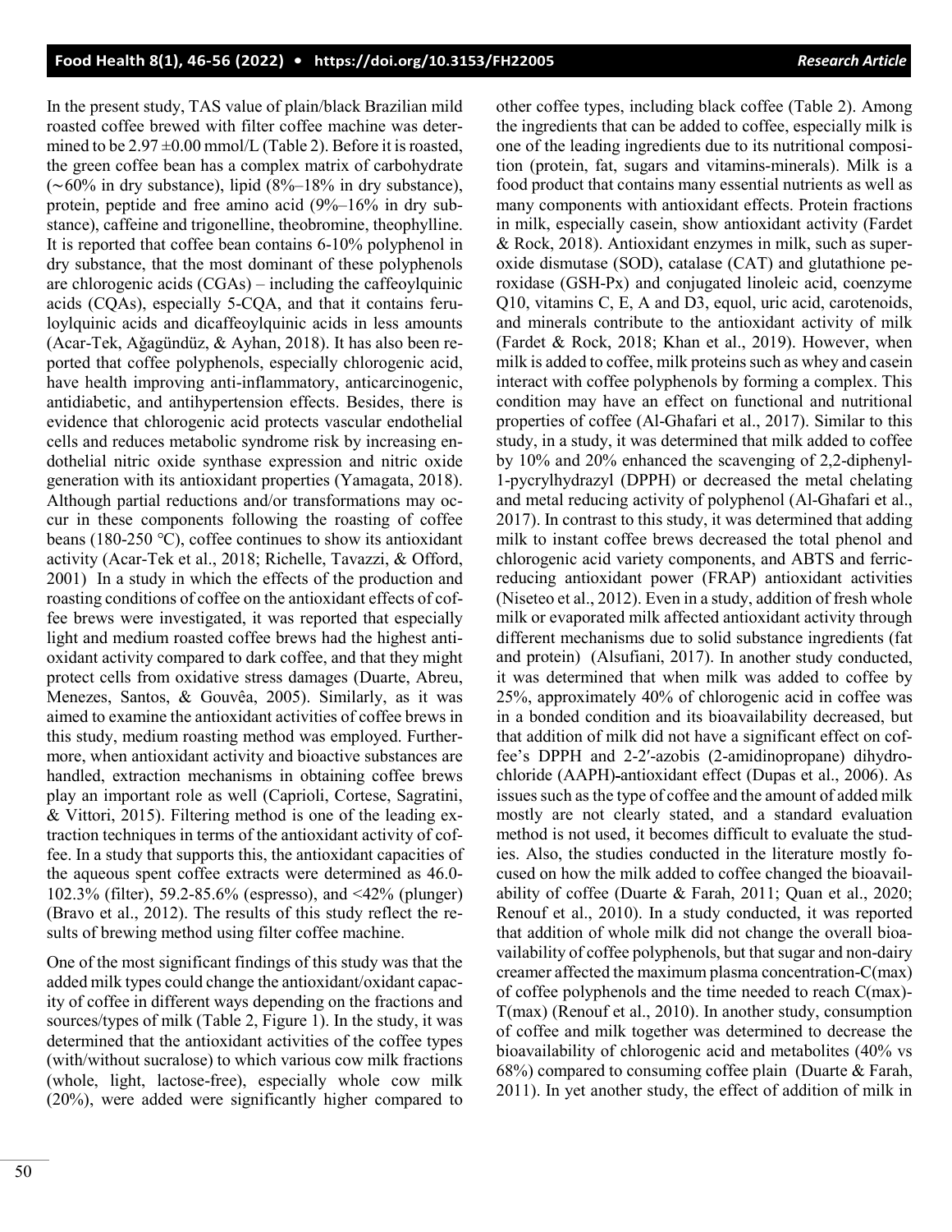In the present study, TAS value of plain/black Brazilian mild roasted coffee brewed with filter coffee machine was determined to be 2.97 ±0.00 mmol/L (Table 2). Before it is roasted, the green coffee bean has a complex matrix of carbohydrate (~60% in dry substance), lipid (8%–18% in dry substance), protein, peptide and free amino acid (9%–16% in dry substance), caffeine and trigonelline, theobromine, theophylline. It is reported that coffee bean contains 6-10% polyphenol in dry substance, that the most dominant of these polyphenols are chlorogenic acids (CGAs) – including the caffeoylquinic acids (CQAs), especially 5-CQA, and that it contains feruloylquinic acids and dicaffeoylquinic acids in less amounts (Acar-Tek, Ağagündüz, & Ayhan, 2018). It has also been reported that coffee polyphenols, especially chlorogenic acid, have health improving anti-inflammatory, anticarcinogenic, antidiabetic, and antihypertension effects. Besides, there is evidence that chlorogenic acid protects vascular endothelial cells and reduces metabolic syndrome risk by increasing endothelial nitric oxide synthase expression and nitric oxide generation with its antioxidant properties (Yamagata, 2018). Although partial reductions and/or transformations may occur in these components following the roasting of coffee beans (180-250 ℃), coffee continues to show its antioxidant activity (Acar-Tek et al., 2018; Richelle, Tavazzi, & Offord, 2001) In a study in which the effects of the production and roasting conditions of coffee on the antioxidant effects of coffee brews were investigated, it was reported that especially light and medium roasted coffee brews had the highest antioxidant activity compared to dark coffee, and that they might protect cells from oxidative stress damages (Duarte, Abreu, Menezes, Santos, & Gouvêa, 2005). Similarly, as it was aimed to examine the antioxidant activities of coffee brews in this study, medium roasting method was employed. Furthermore, when antioxidant activity and bioactive substances are handled, extraction mechanisms in obtaining coffee brews play an important role as well (Caprioli, Cortese, Sagratini, & Vittori, 2015). Filtering method is one of the leading extraction techniques in terms of the antioxidant activity of coffee. In a study that supports this, the antioxidant capacities of the aqueous spent coffee extracts were determined as 46.0-102.3% (filter), 59.2-85.6% (espresso), and <42% (plunger) (Bravo et al., 2012). The results of this study reflect the results of brewing method using filter coffee machine.

One of the most significant findings of this study was that the added milk types could change the antioxidant/oxidant capacity of coffee in different ways depending on the fractions and sources/types of milk (Table 2, Figure 1). In the study, it was determined that the antioxidant activities of the coffee types (with/without sucralose) to which various cow milk fractions (whole, light, lactose-free), especially whole cow milk (20%), were added were significantly higher compared to other coffee types, including black coffee (Table 2). Among the ingredients that can be added to coffee, especially milk is one of the leading ingredients due to its nutritional composition (protein, fat, sugars and vitamins-minerals). Milk is a food product that contains many essential nutrients as well as many components with antioxidant effects. Protein fractions in milk, especially casein, show antioxidant activity (Fardet & Rock, 2018). Antioxidant enzymes in milk, such as superoxide dismutase (SOD), catalase (CAT) and glutathione peroxidase (GSH-Px) and conjugated linoleic acid, coenzyme Q10, vitamins C, E, A and D3, equol, uric acid, carotenoids, and minerals contribute to the antioxidant activity of milk (Fardet & Rock, 2018; Khan et al., 2019). However, when milk is added to coffee, milk proteins such as whey and casein interact with coffee polyphenols by forming a complex. This condition may have an effect on functional and nutritional properties of coffee (Al-Ghafari et al., 2017). Similar to this study, in a study, it was determined that milk added to coffee by 10% and 20% enhanced the scavenging of 2,2-diphenyl-1-pycrylhydrazyl (DPPH) or decreased the metal chelating and metal reducing activity of polyphenol (Al-Ghafari et al., 2017). In contrast to this study, it was determined that adding milk to instant coffee brews decreased the total phenol and chlorogenic acid variety components, and ABTS and ferric-reducing antioxidant power (FRAP) antioxidant activities (Niseteo et al., 2012). Even in a study, addition of fresh whole milk or evaporated milk affected antioxidant activity through different mechanisms due to solid substance ingredients (fat and protein) (Alsufiani, 2017). In another study conducted, it was determined that when milk was added to coffee by 25%, approximately 40% of chlorogenic acid in coffee was in a bonded condition and its bioavailability decreased, but that addition of milk did not have a significant effect on coffee's DPPH and 2-2′-azobis (2-amidinopropane) dihydrochloride (AAPH)-antioxidant effect (Dupas et al., 2006). As issues such as the type of coffee and the amount of added milk mostly are not clearly stated, and a standard evaluation method is not used, it becomes difficult to evaluate the studies. Also, the studies conducted in the literature mostly focused on how the milk added to coffee changed the bioavailability of coffee (Duarte & Farah, 2011; Quan et al., 2020; Renouf et al., 2010). In a study conducted, it was reported that addition of whole milk did not change the overall bioavailability of coffee polyphenols, but that sugar and non-dairy creamer affected the maximum plasma concentration-C(max) of coffee polyphenols and the time needed to reach C(max)-T(max) (Renouf et al., 2010). In another study, consumption of coffee and milk together was determined to decrease the bioavailability of chlorogenic acid and metabolites (40% vs 68%) compared to consuming coffee plain (Duarte & Farah, 2011). In yet another study, the effect of addition of milk in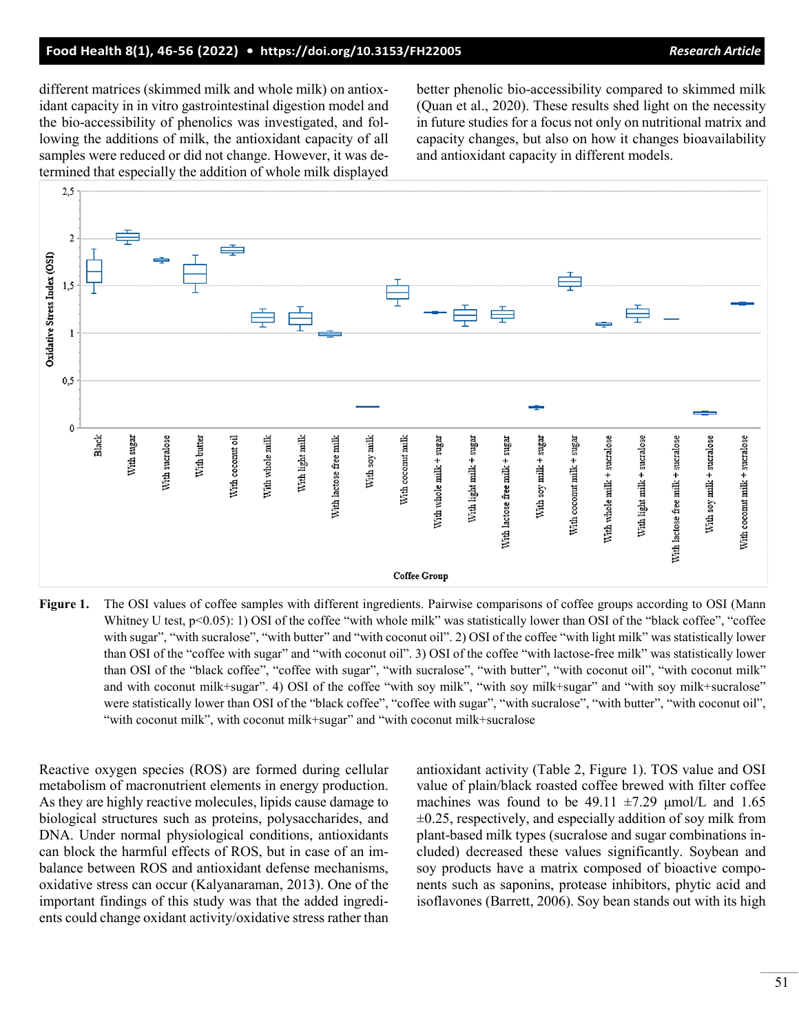different matrices (skimmed milk and whole milk) on antioxidant capacity in in vitro gastrointestinal digestion model and the bio-accessibility of phenolics was investigated, and following the additions of milk, the antioxidant capacity of all samples were reduced or did not change. However, it was determined that especially the addition of whole milk displayed better phenolic bio-accessibility compared to skimmed milk (Quan et al., 2020). These results shed light on the necessity in future studies for a focus not only on nutritional matrix and capacity changes, but also on how it changes bioavailability and antioxidant capacity in different models.

**Figure 1.** The OSI values of coffee samples with different ingredients. Pairwise comparisons of coffee groups according to OSI (Mann Whitney U test, $p<0.05$): 1) OSI of the coffee "with whole milk" was statistically lower than OSI of the "black coffee", "coffee with sugar", "with sucralose", "with butter" and "with coconut oil". 2) OSI of the coffee "with light milk" was statistically lower than OSI of the "coffee with sugar" and "with coconut oil". 3) OSI of the coffee "with lactose-free milk" was statistically lower than OSI of the "black coffee", "coffee with sugar", "with sucralose", "with butter", "with coconut oil", "with coconut milk" and with coconut milk+sugar". 4) OSI of the coffee "with soy milk", "with soy milk+sugar" and "with soy milk+sucralose" were statistically lower than OSI of the "black coffee", "coffee with sugar", "with sucralose", "with butter", "with coconut oil", "with coconut milk", with coconut milk+sugar" and "with coconut milk+sucralose

Reactive oxygen species (ROS) are formed during cellular metabolism of macronutrient elements in energy production. As they are highly reactive molecules, lipids cause damage to biological structures such as proteins, polysaccharides, and DNA. Under normal physiological conditions, antioxidants can block the harmful effects of ROS, but in case of an imbalance between ROS and antioxidant defense mechanisms, oxidative stress can occur (Kalyanaraman, 2013). One of the important findings of this study was that the added ingredients could change oxidant activity/oxidative stress rather than antioxidant activity (Table 2, Figure 1). TOS value and OSI value of plain/black roasted coffee brewed with filter coffee machines was found to be 49.11 ±7.29 µmol/L and 1.65 ±0.25, respectively, and especially addition of soy milk from plant-based milk types (sucralose and sugar combinations included) decreased these values significantly. Soybean and soy products have a matrix composed of bioactive components such as saponins, protease inhibitors, phytic acid and isoflavones (Barrett, 2006). Soy bean stands out with its high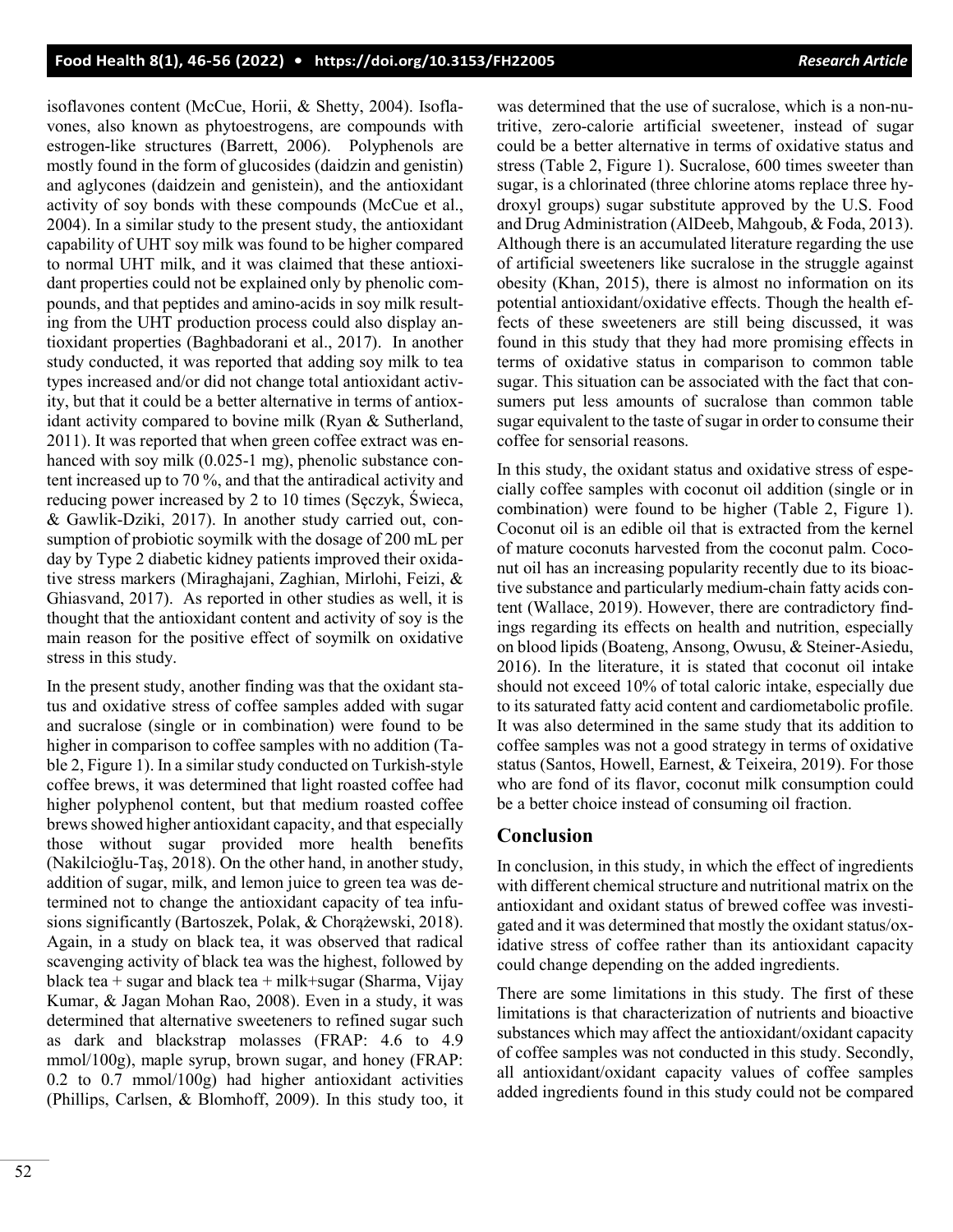isoflavones content (McCue, Horii, & Shetty, 2004). Isoflavones, also known as phytoestrogens, are compounds with estrogen-like structures (Barrett, 2006). Polyphenols are mostly found in the form of glucosides (daidzin and genistin) and aglycones (daidzein and genistein), and the antioxidant activity of soy bonds with these compounds (McCue et al., 2004). In a similar study to the present study, the antioxidant capability of UHT soy milk was found to be higher compared to normal UHT milk, and it was claimed that these antioxidant properties could not be explained only by phenolic compounds, and that peptides and amino-acids in soy milk resulting from the UHT production process could also display antioxidant properties (Baghbadorani et al., 2017). In another study conducted, it was reported that adding soy milk to tea types increased and/or did not change total antioxidant activity, but that it could be a better alternative in terms of antioxidant activity compared to bovine milk (Ryan & Sutherland, 2011). It was reported that when green coffee extract was enhanced with soy milk (0.025-1 mg), phenolic substance content increased up to 70 %, and that the antiradical activity and reducing power increased by 2 to 10 times (Sęczyk, Świeca, & Gawlik-Dziki, 2017). In another study carried out, consumption of probiotic soymilk with the dosage of 200 mL per day by Type 2 diabetic kidney patients improved their oxidative stress markers (Miraghajani, Zaghian, Mirlohi, Feizi, & Ghiasvand, 2017). As reported in other studies as well, it is thought that the antioxidant content and activity of soy is the main reason for the positive effect of soymilk on oxidative stress in this study.

In the present study, another finding was that the oxidant status and oxidative stress of coffee samples added with sugar and sucralose (single or in combination) were found to be higher in comparison to coffee samples with no addition (Table 2, Figure 1). In a similar study conducted on Turkish-style coffee brews, it was determined that light roasted coffee had higher polyphenol content, but that medium roasted coffee brews showed higher antioxidant capacity, and that especially those without sugar provided more health benefits (Nakilcioğlu-Taş, 2018). On the other hand, in another study, addition of sugar, milk, and lemon juice to green tea was determined not to change the antioxidant capacity of tea infusions significantly (Bartoszek, Polak, & Chorążewski, 2018). Again, in a study on black tea, it was observed that radical scavenging activity of black tea was the highest, followed by black tea + sugar and black tea + milk+sugar (Sharma, Vijay Kumar, & Jagan Mohan Rao, 2008). Even in a study, it was determined that alternative sweeteners to refined sugar such as dark and blackstrap molasses (FRAP: 4.6 to 4.9 mmol/100g), maple syrup, brown sugar, and honey (FRAP: 0.2 to 0.7 mmol/100g) had higher antioxidant activities (Phillips, Carlsen, & Blomhoff, 2009). In this study too, it was determined that the use of sucralose, which is a non-nutritive, zero-calorie artificial sweetener, instead of sugar could be a better alternative in terms of oxidative status and stress (Table 2, Figure 1). Sucralose, 600 times sweeter than sugar, is a chlorinated (three chlorine atoms replace three hydroxyl groups) sugar substitute approved by the U.S. Food and Drug Administration (AlDeeb, Mahgoub, & Foda, 2013). Although there is an accumulated literature regarding the use of artificial sweeteners like sucralose in the struggle against obesity (Khan, 2015), there is almost no information on its potential antioxidant/oxidative effects. Though the health effects of these sweeteners are still being discussed, it was found in this study that they had more promising effects in terms of oxidative status in comparison to common table sugar. This situation can be associated with the fact that consumers put less amounts of sucralose than common table sugar equivalent to the taste of sugar in order to consume their coffee for sensorial reasons.

In this study, the oxidant status and oxidative stress of especially coffee samples with coconut oil addition (single or in combination) were found to be higher (Table 2, Figure 1). Coconut oil is an edible oil that is extracted from the kernel of mature coconuts harvested from the coconut palm. Coconut oil has an increasing popularity recently due to its bioactive substance and particularly medium-chain fatty acids content (Wallace, 2019). However, there are contradictory findings regarding its effects on health and nutrition, especially on blood lipids (Boateng, Ansong, Owusu, & Steiner-Asiedu, 2016). In the literature, it is stated that coconut oil intake should not exceed 10% of total caloric intake, especially due to its saturated fatty acid content and cardiometabolic profile. It was also determined in the same study that its addition to coffee samples was not a good strategy in terms of oxidative status (Santos, Howell, Earnest, & Teixeira, 2019). For those who are fond of its flavor, coconut milk consumption could be a better choice instead of consuming oil fraction.

## Conclusion

In conclusion, in this study, in which the effect of ingredients with different chemical structure and nutritional matrix on the antioxidant and oxidant status of brewed coffee was investigated and it was determined that mostly the oxidant status/oxidative stress of coffee rather than its antioxidant capacity could change depending on the added ingredients.

There are some limitations in this study. The first of these limitations is that characterization of nutrients and bioactive substances which may affect the antioxidant/oxidant capacity of coffee samples was not conducted in this study. Secondly, all antioxidant/oxidant capacity values of coffee samples added ingredients found in this study could not be compared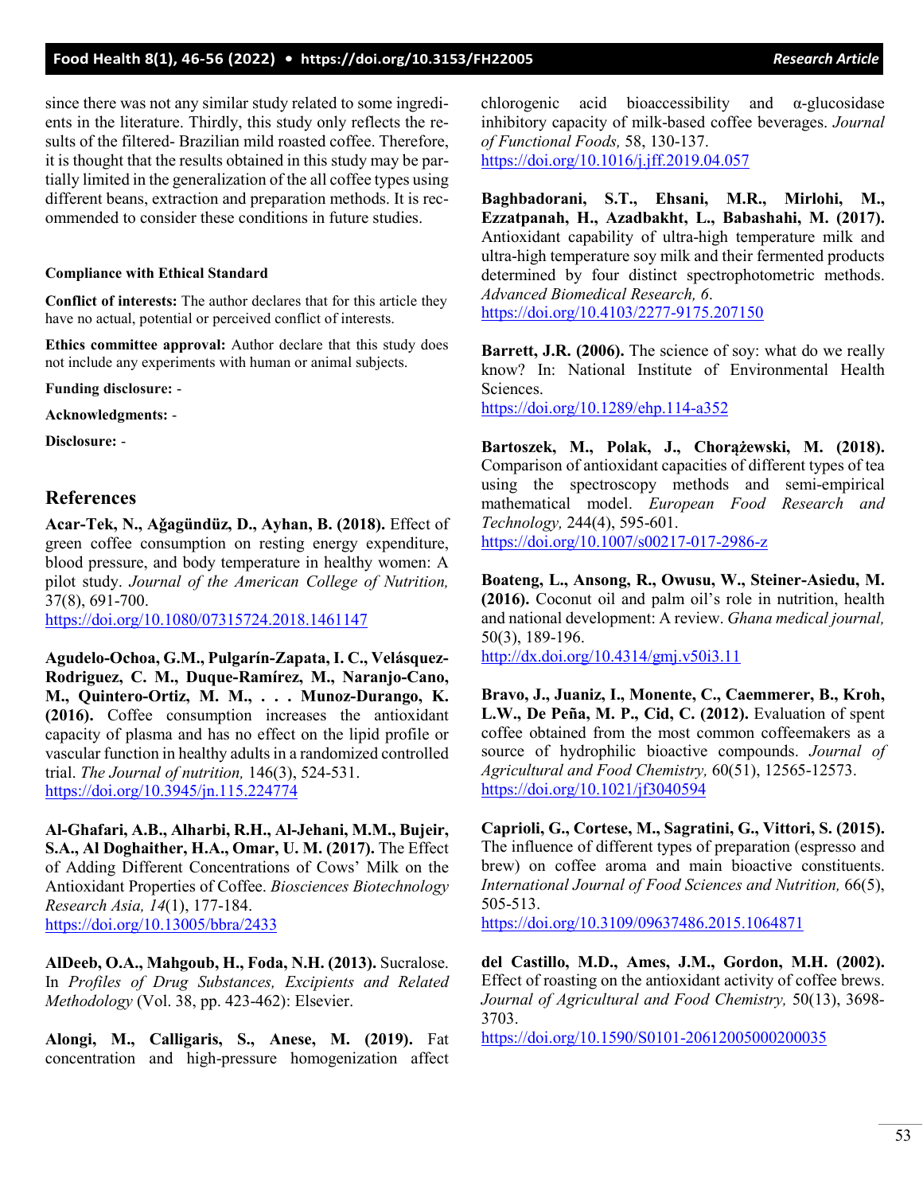since there was not any similar study related to some ingredients in the literature. Thirdly, this study only reflects the results of the filtered- Brazilian mild roasted coffee. Therefore, it is thought that the results obtained in this study may be partially limited in the generalization of the all coffee types using different beans, extraction and preparation methods. It is recommended to consider these conditions in future studies.

**Compliance with Ethical Standard**

**Conflict of interests:** The author declares that for this article they have no actual, potential or perceived conflict of interests.

**Ethics committee approval:** Author declare that this study does not include any experiments with human or animal subjects.

**Funding disclosure:** -

**Acknowledgments:** -

**Disclosure:** -

## References

**Acar-Tek, N., Ağagündüz, D., Ayhan, B. (2018).** Effect of green coffee consumption on resting energy expenditure, blood pressure, and body temperature in healthy women: A pilot study. *Journal of the American College of Nutrition,* 37(8), 691-700.
https://doi.org/10.1080/07315724.2018.1461147

**Agudelo-Ochoa, G.M., Pulgarín-Zapata, I. C., Velásquez-Rodriguez, C. M., Duque-Ramírez, M., Naranjo-Cano, M., Quintero-Ortiz, M. M., . . . Munoz-Durango, K. (2016).** Coffee consumption increases the antioxidant capacity of plasma and has no effect on the lipid profile or vascular function in healthy adults in a randomized controlled trial. *The Journal of nutrition,* 146(3), 524-531.
https://doi.org/10.3945/jn.115.224774

**Al-Ghafari, A.B., Alharbi, R.H., Al-Jehani, M.M., Bujeir, S.A., Al Doghaither, H.A., Omar, U. M. (2017).** The Effect of Adding Different Concentrations of Cows' Milk on the Antioxidant Properties of Coffee. *Biosciences Biotechnology Research Asia, 14*(1), 177-184.
https://doi.org/10.13005/bbra/2433

**AlDeeb, O.A., Mahgoub, H., Foda, N.H. (2013).** Sucralose. In *Profiles of Drug Substances, Excipients and Related Methodology* (Vol. 38, pp. 423-462): Elsevier.

**Alongi, M., Calligaris, S., Anese, M. (2019).** Fat concentration and high-pressure homogenization affect chlorogenic acid bioaccessibility and α-glucosidase inhibitory capacity of milk-based coffee beverages. *Journal of Functional Foods,* 58, 130-137.
https://doi.org/10.1016/j.jff.2019.04.057

**Baghbadorani, S.T., Ehsani, M.R., Mirlohi, M., Ezzatpanah, H., Azadbakht, L., Babashahi, M. (2017).** Antioxidant capability of ultra-high temperature milk and ultra-high temperature soy milk and their fermented products determined by four distinct spectrophotometric methods. *Advanced Biomedical Research, 6*.
https://doi.org/10.4103/2277-9175.207150

**Barrett, J.R. (2006).** The science of soy: what do we really know? In: National Institute of Environmental Health Sciences.
https://doi.org/10.1289/ehp.114-a352

**Bartoszek, M., Polak, J., Chorążewski, M. (2018).** Comparison of antioxidant capacities of different types of tea using the spectroscopy methods and semi-empirical mathematical model. *European Food Research and Technology,* 244(4), 595-601.
https://doi.org/10.1007/s00217-017-2986-z

**Boateng, L., Ansong, R., Owusu, W., Steiner-Asiedu, M. (2016).** Coconut oil and palm oil's role in nutrition, health and national development: A review. *Ghana medical journal,* 50(3), 189-196.
http://dx.doi.org/10.4314/gmj.v50i3.11

**Bravo, J., Juaniz, I., Monente, C., Caemmerer, B., Kroh, L.W., De Peña, M. P., Cid, C. (2012).** Evaluation of spent coffee obtained from the most common coffeemakers as a source of hydrophilic bioactive compounds. *Journal of Agricultural and Food Chemistry,* 60(51), 12565-12573.
https://doi.org/10.1021/jf3040594

**Caprioli, G., Cortese, M., Sagratini, G., Vittori, S. (2015).** The influence of different types of preparation (espresso and brew) on coffee aroma and main bioactive constituents. *International Journal of Food Sciences and Nutrition,* 66(5), 505-513.
https://doi.org/10.3109/09637486.2015.1064871

**del Castillo, M.D., Ames, J.M., Gordon, M.H. (2002).** Effect of roasting on the antioxidant activity of coffee brews. *Journal of Agricultural and Food Chemistry,* 50(13), 3698-3703.
https://doi.org/10.1590/S0101-20612005000200035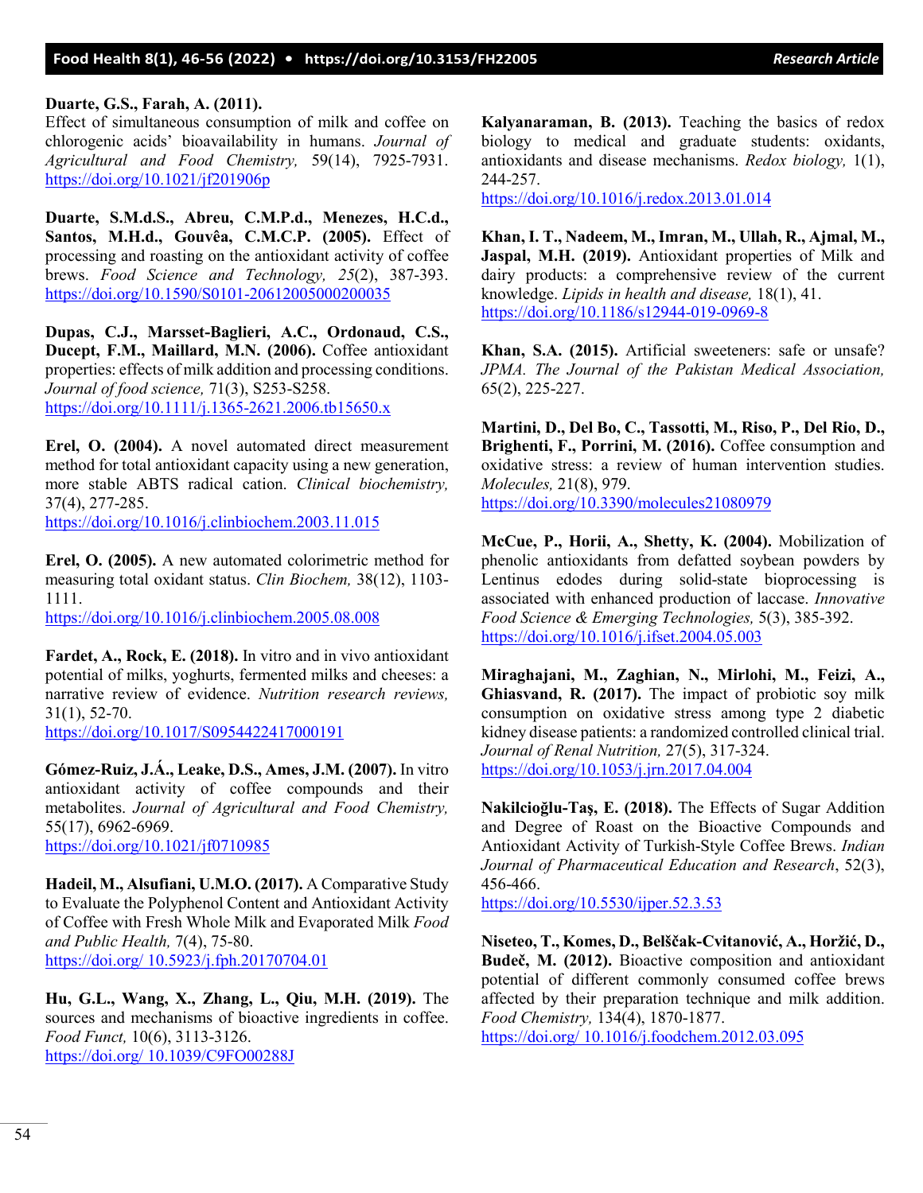**Duarte, G.S., Farah, A. (2011).** Effect of simultaneous consumption of milk and coffee on chlorogenic acids' bioavailability in humans. *Journal of Agricultural and Food Chemistry,* 59(14), 7925-7931. https://doi.org/10.1021/jf201906p

**Duarte, S.M.d.S., Abreu, C.M.P.d., Menezes, H.C.d., Santos, M.H.d., Gouvêa, C.M.C.P. (2005).** Effect of processing and roasting on the antioxidant activity of coffee brews. *Food Science and Technology, 25*(2), 387-393. https://doi.org/10.1590/S0101-20612005000200035

**Dupas, C.J., Marsset-Baglieri, A.C., Ordonaud, C.S., Ducept, F.M., Maillard, M.N. (2006).** Coffee antioxidant properties: effects of milk addition and processing conditions. *Journal of food science,* 71(3), S253-S258. https://doi.org/10.1111/j.1365-2621.2006.tb15650.x

**Erel, O. (2004).** A novel automated direct measurement method for total antioxidant capacity using a new generation, more stable ABTS radical cation. *Clinical biochemistry,* 37(4), 277-285. https://doi.org/10.1016/j.clinbiochem.2003.11.015

**Erel, O. (2005).** A new automated colorimetric method for measuring total oxidant status. *Clin Biochem,* 38(12), 1103-1111. https://doi.org/10.1016/j.clinbiochem.2005.08.008

**Fardet, A., Rock, E. (2018).** In vitro and in vivo antioxidant potential of milks, yoghurts, fermented milks and cheeses: a narrative review of evidence. *Nutrition research reviews,* 31(1), 52-70. https://doi.org/10.1017/S0954422417000191

**Gómez-Ruiz, J.Á., Leake, D.S., Ames, J.M. (2007).** In vitro antioxidant activity of coffee compounds and their metabolites. *Journal of Agricultural and Food Chemistry,* 55(17), 6962-6969. https://doi.org/10.1021/jf0710985

**Hadeil, M., Alsufiani, U.M.O. (2017).** A Comparative Study to Evaluate the Polyphenol Content and Antioxidant Activity of Coffee with Fresh Whole Milk and Evaporated Milk *Food and Public Health,* 7(4), 75-80. https://doi.org/ 10.5923/j.fph.20170704.01

**Hu, G.L., Wang, X., Zhang, L., Qiu, M.H. (2019).** The sources and mechanisms of bioactive ingredients in coffee. *Food Funct,* 10(6), 3113-3126. https://doi.org/ 10.1039/C9FO00288J

**Kalyanaraman, B. (2013).** Teaching the basics of redox biology to medical and graduate students: oxidants, antioxidants and disease mechanisms. *Redox biology,* 1(1), 244-257. https://doi.org/10.1016/j.redox.2013.01.014

**Khan, I. T., Nadeem, M., Imran, M., Ullah, R., Ajmal, M., Jaspal, M.H. (2019).** Antioxidant properties of Milk and dairy products: a comprehensive review of the current knowledge. *Lipids in health and disease,* 18(1), 41. https://doi.org/10.1186/s12944-019-0969-8

**Khan, S.A. (2015).** Artificial sweeteners: safe or unsafe? *JPMA. The Journal of the Pakistan Medical Association,* 65(2), 225-227.

**Martini, D., Del Bo, C., Tassotti, M., Riso, P., Del Rio, D., Brighenti, F., Porrini, M. (2016).** Coffee consumption and oxidative stress: a review of human intervention studies. *Molecules,* 21(8), 979. https://doi.org/10.3390/molecules21080979

**McCue, P., Horii, A., Shetty, K. (2004).** Mobilization of phenolic antioxidants from defatted soybean powders by Lentinus edodes during solid-state bioprocessing is associated with enhanced production of laccase. *Innovative Food Science & Emerging Technologies,* 5(3), 385-392. https://doi.org/10.1016/j.ifset.2004.05.003

**Miraghajani, M., Zaghian, N., Mirlohi, M., Feizi, A., Ghiasvand, R. (2017).** The impact of probiotic soy milk consumption on oxidative stress among type 2 diabetic kidney disease patients: a randomized controlled clinical trial. *Journal of Renal Nutrition,* 27(5), 317-324. https://doi.org/10.1053/j.jrn.2017.04.004

**Nakilcioğlu-Taş, E. (2018).** The Effects of Sugar Addition and Degree of Roast on the Bioactive Compounds and Antioxidant Activity of Turkish-Style Coffee Brews. *Indian Journal of Pharmaceutical Education and Research*, 52(3), 456-466. https://doi.org/10.5530/ijper.52.3.53

**Niseteo, T., Komes, D., Belščak-Cvitanović, A., Horžić, D., Budeč, M. (2012).** Bioactive composition and antioxidant potential of different commonly consumed coffee brews affected by their preparation technique and milk addition. *Food Chemistry,* 134(4), 1870-1877. https://doi.org/ 10.1016/j.foodchem.2012.03.095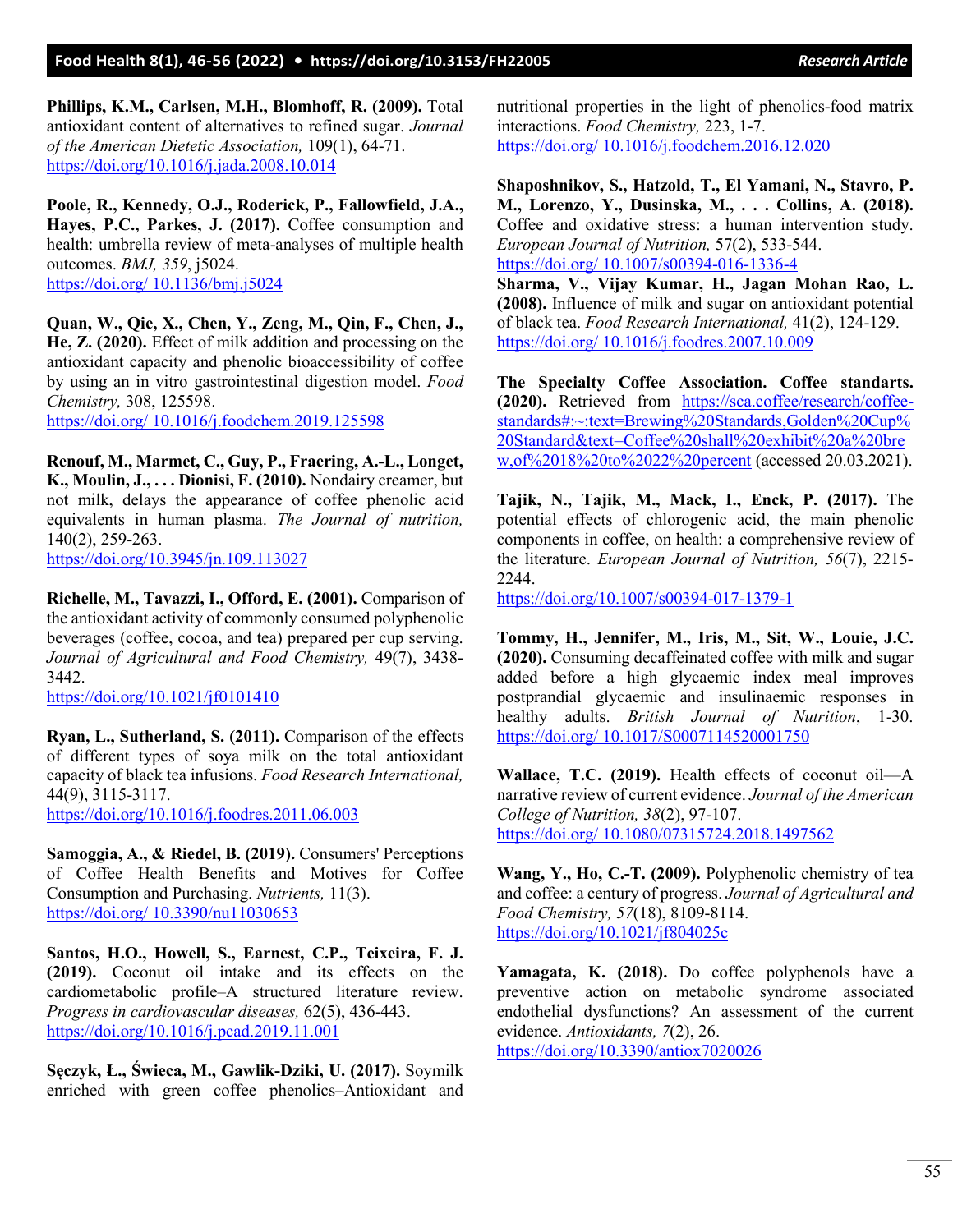**Phillips, K.M., Carlsen, M.H., Blomhoff, R. (2009).** Total antioxidant content of alternatives to refined sugar. *Journal of the American Dietetic Association,* 109(1), 64-71. https://doi.org/10.1016/j.jada.2008.10.014

**Poole, R., Kennedy, O.J., Roderick, P., Fallowfield, J.A., Hayes, P.C., Parkes, J. (2017).** Coffee consumption and health: umbrella review of meta-analyses of multiple health outcomes. *BMJ, 359*, j5024. https://doi.org/ 10.1136/bmj.j5024

**Quan, W., Qie, X., Chen, Y., Zeng, M., Qin, F., Chen, J., He, Z. (2020).** Effect of milk addition and processing on the antioxidant capacity and phenolic bioaccessibility of coffee by using an in vitro gastrointestinal digestion model. *Food Chemistry,* 308, 125598. https://doi.org/ 10.1016/j.foodchem.2019.125598

**Renouf, M., Marmet, C., Guy, P., Fraering, A.-L., Longet, K., Moulin, J., . . . Dionisi, F. (2010).** Nondairy creamer, but not milk, delays the appearance of coffee phenolic acid equivalents in human plasma. *The Journal of nutrition,* 140(2), 259-263. https://doi.org/10.3945/jn.109.113027

**Richelle, M., Tavazzi, I., Offord, E. (2001).** Comparison of the antioxidant activity of commonly consumed polyphenolic beverages (coffee, cocoa, and tea) prepared per cup serving. *Journal of Agricultural and Food Chemistry,* 49(7), 3438-3442. https://doi.org/10.1021/jf0101410

**Ryan, L., Sutherland, S. (2011).** Comparison of the effects of different types of soya milk on the total antioxidant capacity of black tea infusions. *Food Research International,* 44(9), 3115-3117. https://doi.org/10.1016/j.foodres.2011.06.003

**Samoggia, A., & Riedel, B. (2019).** Consumers' Perceptions of Coffee Health Benefits and Motives for Coffee Consumption and Purchasing. *Nutrients,* 11(3). https://doi.org/ 10.3390/nu11030653

**Santos, H.O., Howell, S., Earnest, C.P., Teixeira, F. J. (2019).** Coconut oil intake and its effects on the cardiometabolic profile–A structured literature review. *Progress in cardiovascular diseases,* 62(5), 436-443. https://doi.org/10.1016/j.pcad.2019.11.001

**Sęczyk, Ł., Świeca, M., Gawlik-Dziki, U. (2017).** Soymilk enriched with green coffee phenolics–Antioxidant and nutritional properties in the light of phenolics-food matrix interactions. *Food Chemistry,* 223, 1-7. https://doi.org/ 10.1016/j.foodchem.2016.12.020

**Shaposhnikov, S., Hatzold, T., El Yamani, N., Stavro, P. M., Lorenzo, Y., Dusinska, M., . . . Collins, A. (2018).** Coffee and oxidative stress: a human intervention study. *European Journal of Nutrition,* 57(2), 533-544. https://doi.org/ 10.1007/s00394-016-1336-4

**Sharma, V., Vijay Kumar, H., Jagan Mohan Rao, L. (2008).** Influence of milk and sugar on antioxidant potential of black tea. *Food Research International,* 41(2), 124-129. https://doi.org/ 10.1016/j.foodres.2007.10.009

**The Specialty Coffee Association. Coffee standards. (2020).** Retrieved from https://sca.coffee/research/coffee-standards#:~:text=Brewing%20Standards,Golden%20Cup%20Standard&text=Coffee%20shall%20exhibit%20a%20brew,of%2018%20to%2022%20percent (accessed 20.03.2021).

**Tajik, N., Tajik, M., Mack, I., Enck, P. (2017).** The potential effects of chlorogenic acid, the main phenolic components in coffee, on health: a comprehensive review of the literature. *European Journal of Nutrition, 56*(7), 2215-2244. https://doi.org/10.1007/s00394-017-1379-1

**Tommy, H., Jennifer, M., Iris, M., Sit, W., Louie, J.C. (2020).** Consuming decaffeinated coffee with milk and sugar added before a high glycaemic index meal improves postprandial glycaemic and insulinaemic responses in healthy adults. *British Journal of Nutrition*, 1-30. https://doi.org/ 10.1017/S0007114520001750

**Wallace, T.C. (2019).** Health effects of coconut oil—A narrative review of current evidence. *Journal of the American College of Nutrition, 38*(2), 97-107. https://doi.org/ 10.1080/07315724.2018.1497562

**Wang, Y., Ho, C.-T. (2009).** Polyphenolic chemistry of tea and coffee: a century of progress. *Journal of Agricultural and Food Chemistry, 57*(18), 8109-8114. https://doi.org/10.1021/jf804025c

**Yamagata, K. (2018).** Do coffee polyphenols have a preventive action on metabolic syndrome associated endothelial dysfunctions? An assessment of the current evidence. *Antioxidants, 7*(2), 26. https://doi.org/10.3390/antiox7020026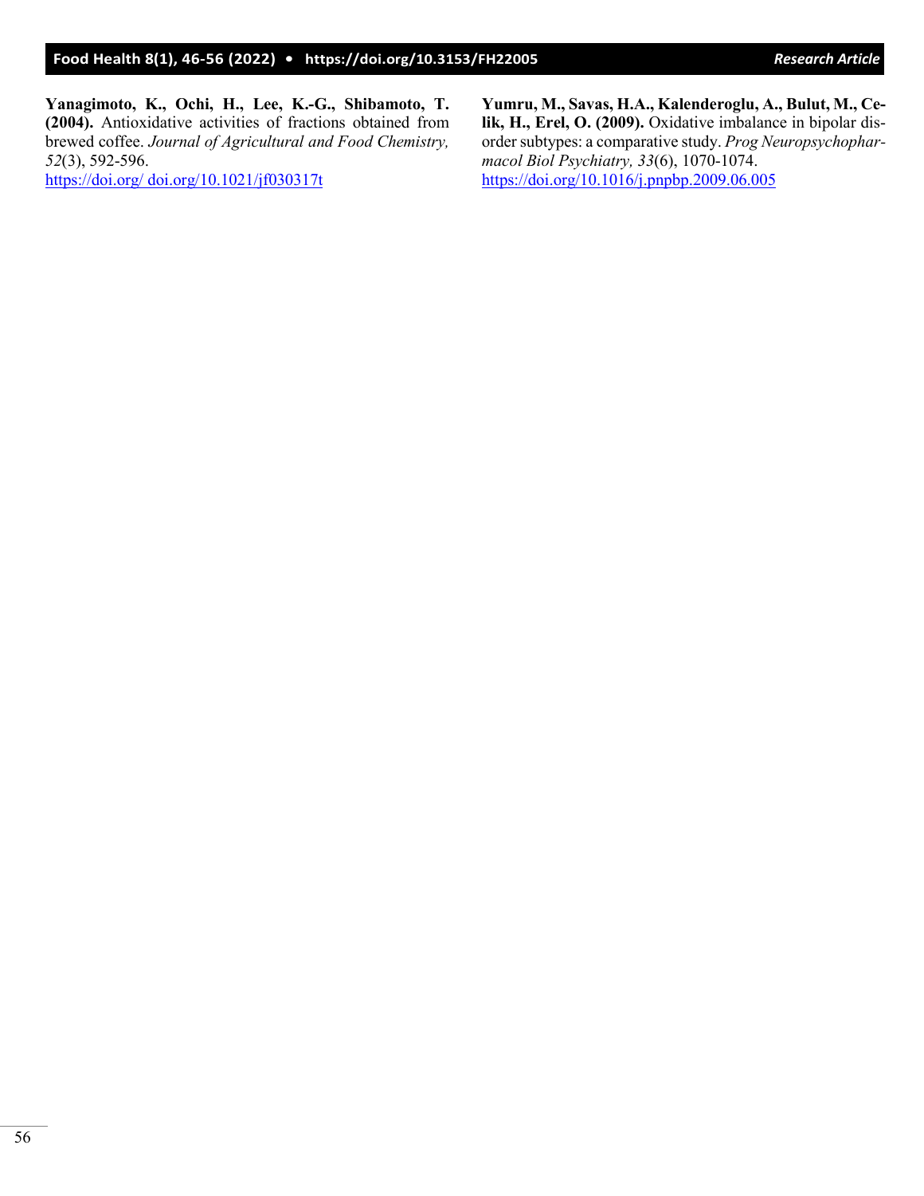**Yanagimoto, K., Ochi, H., Lee, K.-G., Shibamoto, T. (2004).** Antioxidative activities of fractions obtained from brewed coffee. *Journal of Agricultural and Food Chemistry, 52*(3), 592-596.
https://doi.org/ doi.org/10.1021/jf030317t

**Yumru, M., Savas, H.A., Kalenderoglu, A., Bulut, M., Celik, H., Erel, O. (2009).** Oxidative imbalance in bipolar disorder subtypes: a comparative study. *Prog Neuropsychopharmacol Biol Psychiatry, 33*(6), 1070-1074.
https://doi.org/10.1016/j.pnpbp.2009.06.005